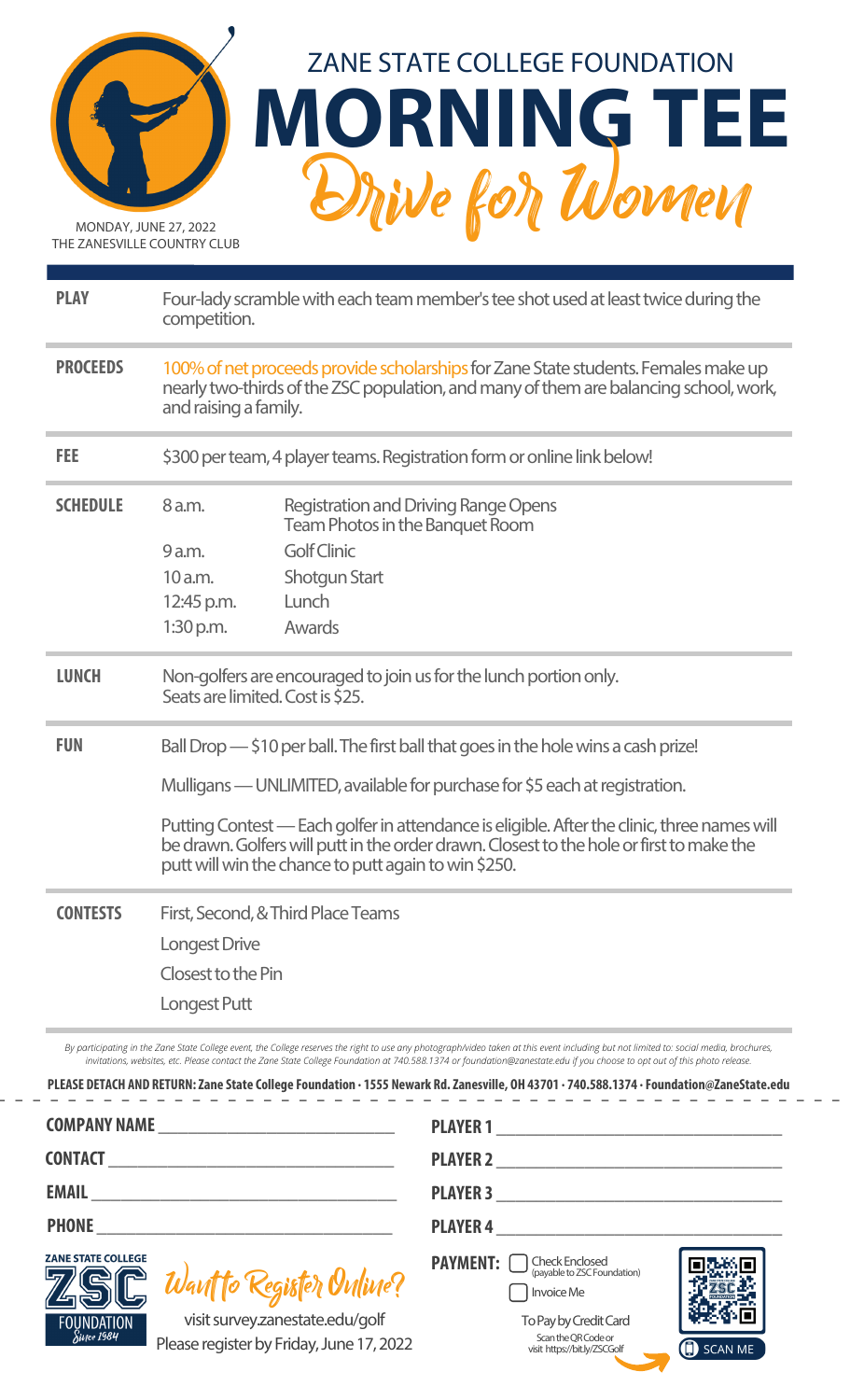# ZANE STATE COLLEGE FOUNDATION

# MORNING TEE

## Drive for Women

MONDAY, JUNE 27, 2022
THE ZANESVILLE COUNTRY CLUB

**PLAY**

Four-lady scramble with each team member's tee shot used at least twice during the competition.

**PROCEEDS**

100% of net proceeds provide scholarships for Zane State students. Females make up nearly two-thirds of the ZSC population, and many of them are balancing school, work, and raising a family.

**FEE**

$300 per team, 4 player teams. Registration form or online link below!

**SCHEDULE**

| | |
|---|---|
| 8 a.m. | Registration and Driving Range Opens<br>Team Photos in the Banquet Room |
| 9 a.m. | Golf Clinic |
| 10 a.m. | Shotgun Start |
| 12:45 p.m. | Lunch |
| 1:30 p.m. | Awards |

**LUNCH**

Non-golfers are encouraged to join us for the lunch portion only.
Seats are limited. Cost is $25.

**FUN**

Ball Drop — $10 per ball. The first ball that goes in the hole wins a cash prize!

Mulligans — UNLIMITED, available for purchase for $5 each at registration.

Putting Contest — Each golfer in attendance is eligible. After the clinic, three names will be drawn. Golfers will putt in the order drawn. Closest to the hole or first to make the putt will win the chance to putt again to win $250.

**CONTESTS**

First, Second, & Third Place Teams

Longest Drive

Closest to the Pin

Longest Putt

*By participating in the Zane State College event, the College reserves the right to use any photograph/video taken at this event including but not limited to: social media, brochures, invitations, websites, etc. Please contact the Zane State College Foundation at 740.588.1374 or foundation@zanestate.edu if you choose to opt out of this photo release.*

**PLEASE DETACH AND RETURN: Zane State College Foundation · 1555 Newark Rd. Zanesville, OH 43701 · 740.588.1374 · Foundation@ZaneState.edu**

**COMPANY NAME** ____________________

**CONTACT** ____________________

**EMAIL** ____________________

**PHONE** ____________________

**PLAYER 1** ____________________

**PLAYER 2** ____________________

**PLAYER 3** ____________________

**PLAYER 4** ____________________

ZANE STATE COLLEGE ZSC FOUNDATION Since 1984

Want to Register Online?

visit survey.zanestate.edu/golf

Please register by Friday, June 17, 2022

**PAYMENT:**

- ☐ Check Enclosed (payable to ZSC Foundation)
- ☐ Invoice Me

To Pay by Credit Card
Scan the QR Code or visit https://bit.ly/ZSCGolf

SCAN ME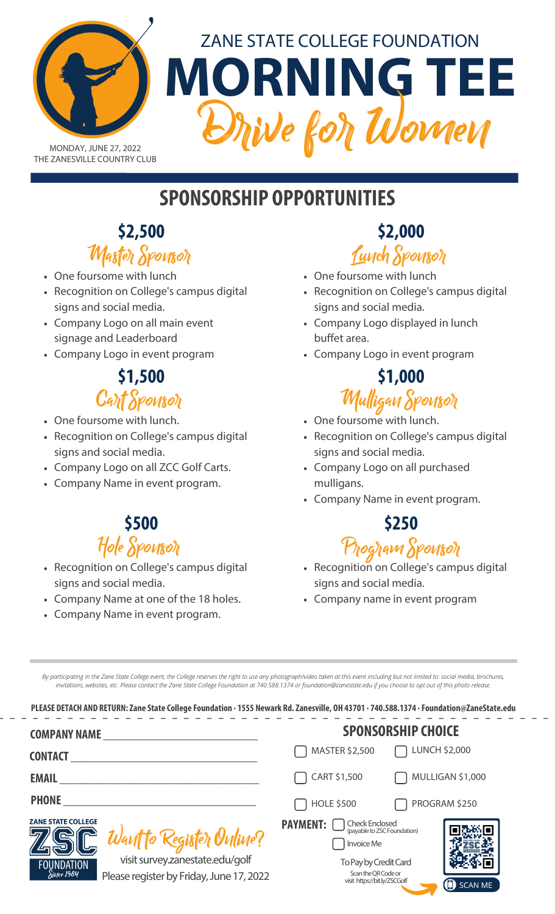# ZANE STATE COLLEGE FOUNDATION

# MORNING TEE

## Drive for Women

MONDAY, JUNE 27, 2022
THE ZANESVILLE COUNTRY CLUB

## SPONSORSHIP OPPORTUNITIES

### $2,500
### Master Sponsor

- One foursome with lunch
- Recognition on College's campus digital signs and social media.
- Company Logo on all main event signage and Leaderboard
- Company Logo in event program

### $2,000
### Lunch Sponsor

- One foursome with lunch
- Recognition on College's campus digital signs and social media.
- Company Logo displayed in lunch buffet area.
- Company Logo in event program

### $1,500
### Cart Sponsor

- One foursome with lunch.
- Recognition on College's campus digital signs and social media.
- Company Logo on all ZCC Golf Carts.
- Company Name in event program.

### $1,000
### Mulligan Sponsor

- One foursome with lunch.
- Recognition on College's campus digital signs and social media.
- Company Logo on all purchased mulligans.
- Company Name in event program.

### $500
### Hole Sponsor

- Recognition on College's campus digital signs and social media.
- Company Name at one of the 18 holes.
- Company Name in event program.

### $250
### Program Sponsor

- Recognition on College's campus digital signs and social media.
- Company name in event program

*By participating in the Zane State College event, the College reserves the right to use any photograph/video taken at this event including but not limited to: social media, brochures, invitations, websites, etc. Please contact the Zane State College Foundation at 740.588.1374 or foundation@zanestate.edu if you choose to opt out of this photo release.*

**PLEASE DETACH AND RETURN: Zane State College Foundation · 1555 Newark Rd. Zanesville, OH 43701 · 740.588.1374 · Foundation@ZaneState.edu**

**COMPANY NAME** ______________________

**CONTACT** ______________________

**EMAIL** ______________________

**PHONE** ______________________

### SPONSORSHIP CHOICE

- ☐ MASTER $2,500
- ☐ LUNCH $2,000
- ☐ CART $1,500
- ☐ MULLIGAN $1,000
- ☐ HOLE $500
- ☐ PROGRAM $250

**PAYMENT:** ☐ Check Enclosed (payable to ZSC Foundation)
☐ Invoice Me

To Pay by Credit Card
Scan the QR Code or visit https://bit.ly/ZSCGolf

SCAN ME

ZANE STATE COLLEGE ZSC FOUNDATION Since 1984

**Want to Register Online?**

visit survey.zanestate.edu/golf

Please register by Friday, June 17, 2022